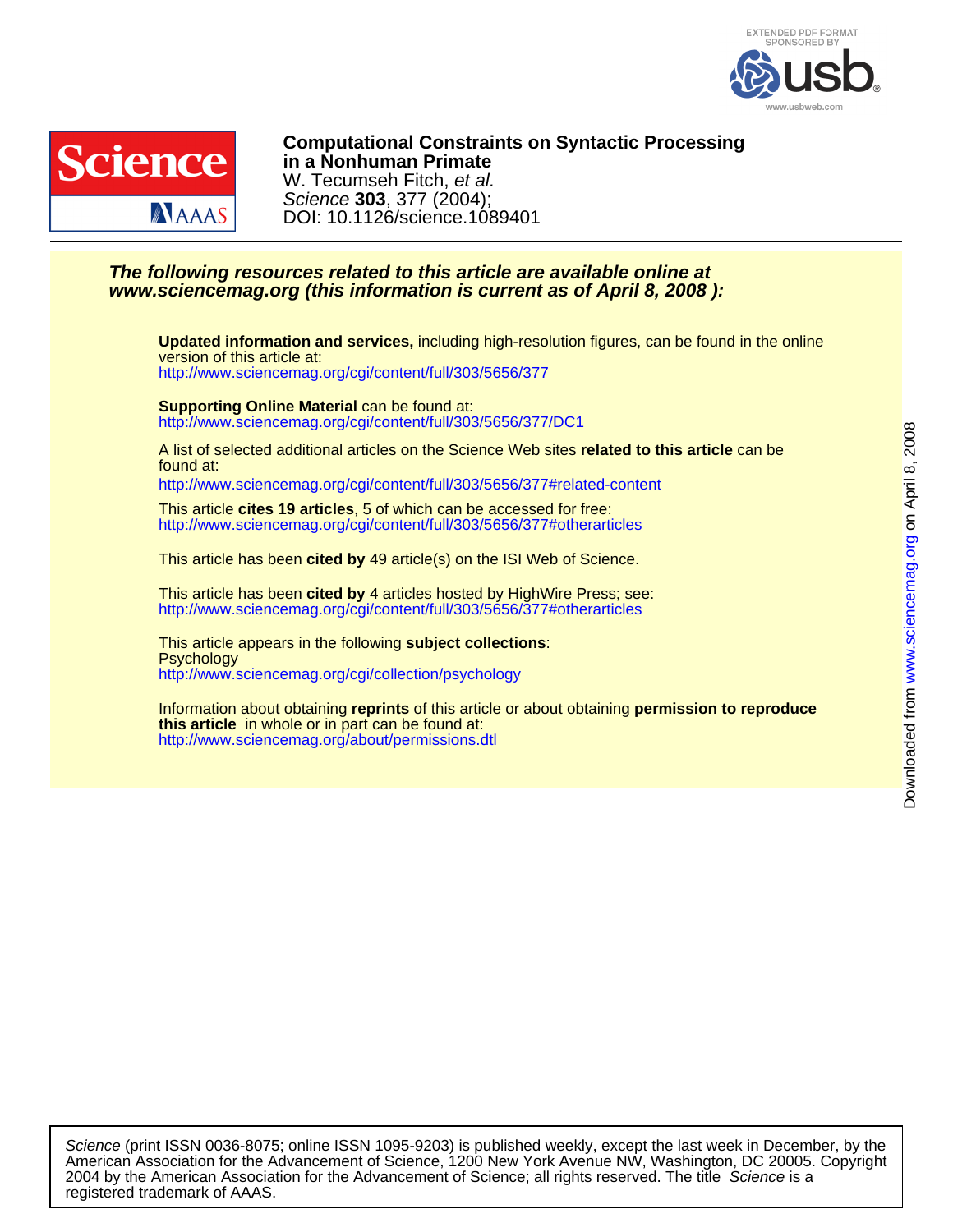EXTENDED PDF FORMAT SPONSORED BY usb www.usbweb.com

# Computational Constraints on Syntactic Processing in a Nonhuman Primate

W. Tecumseh Fitch, *et al.*

*Science* **303**, 377 (2004);

DOI: 10.1126/science.1089401

***The following resources related to this article are available online at www.sciencemag.org (this information is current as of April 8, 2008 ):***

**Updated information and services,** including high-resolution figures, can be found in the online version of this article at:
http://www.sciencemag.org/cgi/content/full/303/5656/377

**Supporting Online Material** can be found at:
http://www.sciencemag.org/cgi/content/full/303/5656/377/DC1

A list of selected additional articles on the Science Web sites **related to this article** can be found at:
http://www.sciencemag.org/cgi/content/full/303/5656/377#related-content

This article **cites 19 articles**, 5 of which can be accessed for free:
http://www.sciencemag.org/cgi/content/full/303/5656/377#otherarticles

This article has been **cited by** 49 article(s) on the ISI Web of Science.

This article has been **cited by** 4 articles hosted by HighWire Press; see:
http://www.sciencemag.org/cgi/content/full/303/5656/377#otherarticles

This article appears in the following **subject collections**:
Psychology
http://www.sciencemag.org/cgi/collection/psychology

Information about obtaining **reprints** of this article or about obtaining **permission to reproduce this article** in whole or in part can be found at:
http://www.sciencemag.org/about/permissions.dtl

Downloaded from www.sciencemag.org on April 8, 2008

*Science* (print ISSN 0036-8075; online ISSN 1095-9203) is published weekly, except the last week in December, by the American Association for the Advancement of Science, 1200 New York Avenue NW, Washington, DC 20005. Copyright 2004 by the American Association for the Advancement of Science; all rights reserved. The title *Science* is a registered trademark of AAAS.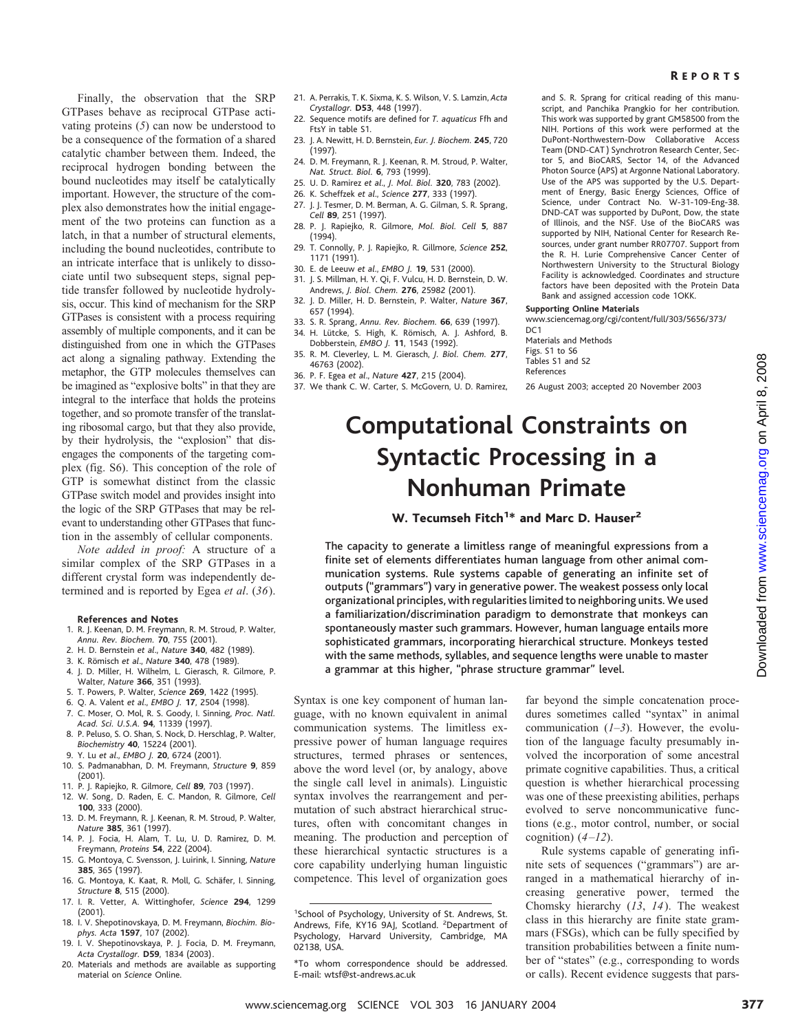Finally, the observation that the SRP GTPases behave as reciprocal GTPase activating proteins (*5*) can now be understood to be a consequence of the formation of a shared catalytic chamber between them. Indeed, the reciprocal hydrogen bonding between the bound nucleotides may itself be catalytically important. However, the structure of the complex also demonstrates how the initial engagement of the two proteins can function as a latch, in that a number of structural elements, including the bound nucleotides, contribute to an intricate interface that is unlikely to dissociate until two subsequent steps, signal peptide transfer followed by nucleotide hydrolysis, occur. This kind of mechanism for the SRP GTPases is consistent with a process requiring assembly of multiple components, and it can be distinguished from one in which the GTPases act along a signaling pathway. Extending the metaphor, the GTP molecules themselves can be imagined as "explosive bolts" in that they are integral to the interface that holds the proteins together, and so promote transfer of the translating ribosomal cargo, but that they also provide, by their hydrolysis, the "explosion" that disengages the components of the targeting complex (fig. S6). This conception of the role of GTP is somewhat distinct from the classic GTPase switch model and provides insight into the logic of the SRP GTPases that may be relevant to understanding other GTPases that function in the assembly of cellular components.

*Note added in proof:* A structure of a similar complex of the SRP GTPases in a different crystal form was independently determined and is reported by Egea *et al*. (*36*).

**References and Notes**

1. R. J. Keenan, D. M. Freymann, R. M. Stroud, P. Walter, *Annu. Rev. Biochem.* **70**, 755 (2001).
2. H. D. Bernstein *et al*., *Nature* **340**, 482 (1989).
3. K. Römisch *et al*., *Nature* **340**, 478 (1989).
4. J. D. Miller, H. Wilhelm, L. Gierasch, R. Gilmore, P. Walter, *Nature* **366**, 351 (1993).
5. T. Powers, P. Walter, *Science* **269**, 1422 (1995).
6. Q. A. Valent *et al*., *EMBO J.* **17**, 2504 (1998).
7. C. Moser, O. Mol, R. S. Goody, I. Sinning, *Proc. Natl. Acad. Sci. U.S.A.* **94**, 11339 (1997).
8. P. Peluso, S. O. Shan, S. Nock, D. Herschlag, P. Walter, *Biochemistry* **40**, 15224 (2001).
9. Y. Lu *et al*., *EMBO J.* **20**, 6724 (2001).
10. S. Padmanabhan, D. M. Freymann, *Structure* **9**, 859 (2001).
11. P. J. Rapiejko, R. Gilmore, *Cell* **89**, 703 (1997).
12. W. Song, D. Raden, E. C. Mandon, R. Gilmore, *Cell* **100**, 333 (2000).
13. D. M. Freymann, R. J. Keenan, R. M. Stroud, P. Walter, *Nature* **385**, 361 (1997).
14. P. J. Focia, H. Alam, T. Lu, U. D. Ramirez, D. M. Freymann, *Proteins* **54**, 222 (2004).
15. G. Montoya, C. Svensson, J. Luirink, I. Sinning, *Nature* **385**, 365 (1997).
16. G. Montoya, K. Kaat, R. Moll, G. Schäfer, I. Sinning, *Structure* **8**, 515 (2000).
17. I. R. Vetter, A. Wittinghofer, *Science* **294**, 1299 (2001).
18. I. V. Shepotinovskaya, D. M. Freymann, *Biochim. Biophys. Acta* **1597**, 107 (2002).
19. I. V. Shepotinovskaya, P. J. Focia, D. M. Freymann, *Acta Crystallogr.* **D59**, 1834 (2003).
20. Materials and methods are available as supporting material on *Science* Online.
21. A. Perrakis, T. K. Sixma, K. S. Wilson, V. S. Lamzin, *Acta Crystallogr.* **D53**, 448 (1997).
22. Sequence motifs are defined for *T. aquaticus* Ffh and FtsY in table S1.
23. J. A. Newitt, H. D. Bernstein, *Eur. J. Biochem.* **245**, 720 (1997).
24. D. M. Freymann, R. J. Keenan, R. M. Stroud, P. Walter, *Nat. Struct. Biol.* **6**, 793 (1999).
25. U. D. Ramirez *et al*., *J. Mol. Biol.* **320**, 783 (2002).
26. K. Scheffzek *et al*., *Science* **277**, 333 (1997).
27. J. J. Tesmer, D. M. Berman, A. G. Gilman, S. R. Sprang, *Cell* **89**, 251 (1997).
28. P. J. Rapiejko, R. Gilmore, *Mol. Biol. Cell* **5**, 887 (1994).
29. T. Connolly, P. J. Rapiejko, R. Gillmore, *Science* **252**, 1171 (1991).
30. E. de Leeuw *et al*., *EMBO J.* **19**, 531 (2000).
31. J. S. Millman, H. Y. Qi, F. Vulcu, H. D. Bernstein, D. W. Andrews, *J. Biol. Chem.* **276**, 25982 (2001).
32. J. D. Miller, H. D. Bernstein, P. Walter, *Nature* **367**, 657 (1994).
33. S. R. Sprang, *Annu. Rev. Biochem.* **66**, 639 (1997).
34. H. Lütcke, S. High, K. Römisch, A. J. Ashford, B. Dobberstein, *EMBO J.* **11**, 1543 (1992).
35. R. M. Cleverley, L. M. Gierasch, *J. Biol. Chem.* **277**, 46763 (2002).
36. P. F. Egea *et al*., *Nature* **427**, 215 (2004).
37. We thank C. W. Carter, S. McGovern, U. D. Ramirez, and S. R. Sprang for critical reading of this manuscript, and Panchika Prangkio for her contribution. This work was supported by grant GM58500 from the NIH. Portions of this work were performed at the DuPont-Northwestern-Dow Collaborative Access Team (DND-CAT) Synchrotron Research Center, Sector 5, and BioCARS, Sector 14, of the Advanced Photon Source (APS) at Argonne National Laboratory. Use of the APS was supported by the U.S. Department of Energy, Basic Energy Sciences, Office of Science, under Contract No. W-31-109-Eng-38. DND-CAT was supported by DuPont, Dow, the state of Illinois, and the NSF. Use of the BioCARS was supported by NIH, National Center for Research Resources, under grant number RR07707. Support from the R. H. Lurie Comprehensive Cancer Center of Northwestern University to the Structural Biology Facility is acknowledged. Coordinates and structure factors have been deposited with the Protein Data Bank and assigned accession code 1OKK.

**Supporting Online Materials**

www.sciencemag.org/cgi/content/full/303/5656/373/DC1
Materials and Methods
Figs. S1 to S6
Tables S1 and S2
References

26 August 2003; accepted 20 November 2003

# Computational Constraints on Syntactic Processing in a Nonhuman Primate

**W. Tecumseh Fitch[1]* and Marc D. Hauser[2]**

**The capacity to generate a limitless range of meaningful expressions from a finite set of elements differentiates human language from other animal communication systems. Rule systems capable of generating an infinite set of outputs ("grammars") vary in generative power. The weakest possess only local organizational principles, with regularities limited to neighboring units. We used a familiarization/discrimination paradigm to demonstrate that monkeys can spontaneously master such grammars. However, human language entails more sophisticated grammars, incorporating hierarchical structure. Monkeys tested with the same methods, syllables, and sequence lengths were unable to master a grammar at this higher, "phrase structure grammar" level.**

Syntax is one key component of human language, with no known equivalent in animal communication systems. The limitless expressive power of human language requires structures, termed phrases or sentences, above the word level (or, by analogy, above the single call level in animals). Linguistic syntax involves the rearrangement and permutation of such abstract hierarchical structures, often with concomitant changes in meaning. The production and perception of these hierarchical syntactic structures is a core capability underlying human linguistic competence. This level of organization goes far beyond the simple concatenation procedures sometimes called "syntax" in animal communication (*1–3*). However, the evolution of the language faculty presumably involved the incorporation of some ancestral primate cognitive capabilities. Thus, a critical question is whether hierarchical processing was one of these preexisting abilities, perhaps evolved to serve noncommunicative functions (e.g., motor control, number, or social cognition) (*4–12*).

Rule systems capable of generating infinite sets of sequences ("grammars") are arranged in a mathematical hierarchy of increasing generative power, termed the Chomsky hierarchy (*13*, *14*). The weakest class in this hierarchy are finite state grammars (FSGs), which can be fully specified by transition probabilities between a finite number of "states" (e.g., corresponding to words or calls). Recent evidence suggests that pars-

[1]School of Psychology, University of St. Andrews, St. Andrews, Fife, KY16 9AJ, Scotland. [2]Department of Psychology, Harvard University, Cambridge, MA 02138, USA.

*To whom correspondence should be addressed. E-mail: wtsf@st-andrews.ac.uk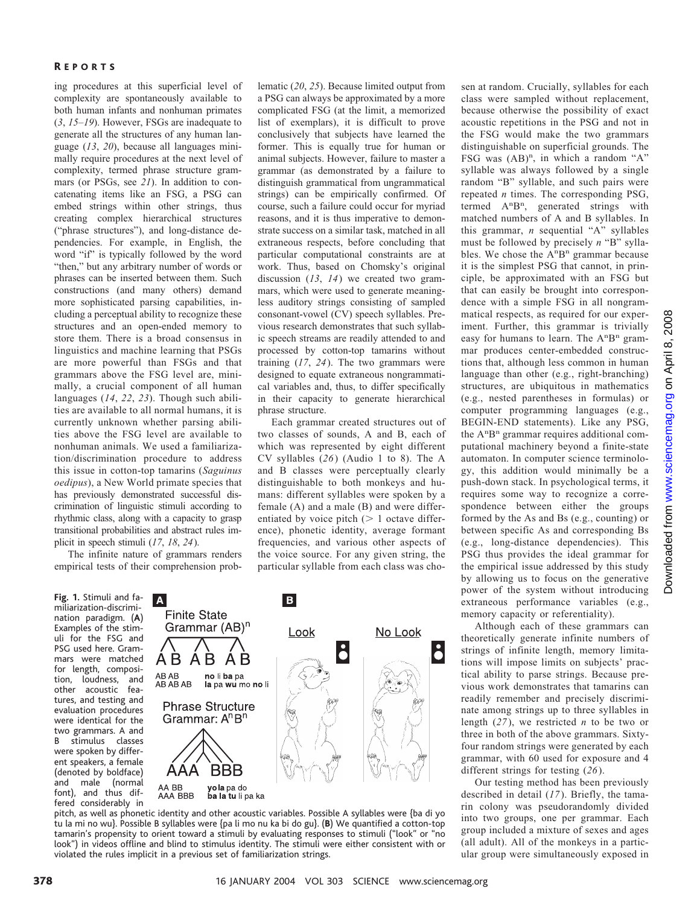ing procedures at this superficial level of complexity are spontaneously available to both human infants and nonhuman primates (*3*, *15*–*19*). However, FSGs are inadequate to generate all the structures of any human language (*13*, *20*), because all languages minimally require procedures at the next level of complexity, termed phrase structure grammars (or PSGs, see *21*). In addition to concatenating items like an FSG, a PSG can embed strings within other strings, thus creating complex hierarchical structures ("phrase structures"), and long-distance dependencies. For example, in English, the word "if" is typically followed by the word "then," but any arbitrary number of words or phrases can be inserted between them. Such constructions (and many others) demand more sophisticated parsing capabilities, including a perceptual ability to recognize these structures and an open-ended memory to store them. There is a broad consensus in linguistics and machine learning that PSGs are more powerful than FSGs and that grammars above the FSG level are, minimally, a crucial component of all human languages (*14*, *22*, *23*). Though such abilities are available to all normal humans, it is currently unknown whether parsing abilities above the FSG level are available to nonhuman animals. We used a familiarization/discrimination procedure to address this issue in cotton-top tamarins (*Saguinus oedipus*), a New World primate species that has previously demonstrated successful discrimination of linguistic stimuli according to rhythmic class, along with a capacity to grasp transitional probabilities and abstract rules implicit in speech stimuli (*17*, *18*, *24*).

The infinite nature of grammars renders empirical tests of their comprehension problematic (*20*, *25*). Because limited output from a PSG can always be approximated by a more complicated FSG (at the limit, a memorized list of exemplars), it is difficult to prove conclusively that subjects have learned the former. This is equally true for human or animal subjects. However, failure to master a grammar (as demonstrated by a failure to distinguish grammatical from ungrammatical strings) can be empirically confirmed. Of course, such a failure could occur for myriad reasons, and it is thus imperative to demonstrate success on a similar task, matched in all extraneous respects, before concluding that particular computational constraints are at work. Thus, based on Chomsky's original discussion (*13*, *14*) we created two grammars, which were used to generate meaningless auditory strings consisting of sampled consonant-vowel (CV) speech syllables. Previous research demonstrates that such syllabic speech streams are readily attended to and processed by cotton-top tamarins without training (*17*, *24*). The two grammars were designed to equate extraneous nongrammatical variables and, thus, to differ specifically in their capacity to generate hierarchical phrase structure.

Each grammar created structures out of two classes of sounds, A and B, each of which was represented by eight different CV syllables (*26*) (Audio 1 to 8). The A and B classes were perceptually clearly distinguishable to both monkeys and humans: different syllables were spoken by a female (A) and a male (B) and were differentiated by voice pitch (> 1 octave difference), phonetic identity, average formant frequencies, and various other aspects of the voice source. For any given string, the particular syllable from each class was chosen at random. Crucially, syllables for each class were sampled without replacement, because otherwise the possibility of exact acoustic repetitions in the PSG and not in the FSG would make the two grammars distinguishable on superficial grounds. The FSG was $(AB)^n$, in which a random "A" syllable was always followed by a single random "B" syllable, and such pairs were repeated *n* times. The corresponding PSG, termed $A^nB^n$, generated strings with matched numbers of A and B syllables. In this grammar, *n* sequential "A" syllables must be followed by precisely *n* "B" syllables. We chose the $A^nB^n$ grammar because it is the simplest PSG that cannot, in principle, be approximated with an FSG but that can easily be brought into correspondence with a simple FSG in all nongrammatical respects, as required for our experiment. Further, this grammar is trivially easy for humans to learn. The $A^nB^n$ grammar produces center-embedded constructions that, although less common in human language than other (e.g., right-branching) structures, are ubiquitous in mathematics (e.g., nested parentheses in formulas) or computer programming languages (e.g., BEGIN-END statements). Like any PSG, the $A^nB^n$ grammar requires additional computational machinery beyond a finite-state automaton. In computer science terminology, this addition would minimally be a push-down stack. In psychological terms, it requires some way to recognize a correspondence between either the groups formed by the As and Bs (e.g., counting) or between specific As and corresponding Bs (e.g., long-distance dependencies). This PSG thus provides the ideal grammar for the empirical issue addressed by this study by allowing us to focus on the generative power of the system without introducing extraneous performance variables (e.g., memory capacity or referentiality).

Although each of these grammars can theoretically generate infinite numbers of strings of infinite length, memory limitations will impose limits on subjects' practical ability to parse strings. Because previous work demonstrates that tamarins can readily remember and precisely discriminate among strings up to three syllables in length (*27*), we restricted *n* to be two or three in both of the above grammars. Sixty-four random strings were generated by each grammar, with 60 used for exposure and 4 different strings for testing (*26*).

Our testing method has been previously described in detail (*17*). Briefly, the tamarin colony was pseudorandomly divided into two groups, one per grammar. Each group included a mixture of sexes and ages (all adult). All of the monkeys in a particular group were simultaneously exposed in

A

Finite State Grammar $(AB)^n$

A B A B A B

AB AB — **no** li **ba** pa

AB AB AB — **la** pa **wu** mo **no** li

Phrase Structure Grammar: $A^nB^n$

AAA BBB

AA BB — **yo la** pa do

AAA BBB — **ba la tu** li pa ka

B

Look

No Look

**Fig. 1.** Stimuli and familiarization-discrimination paradigm. (**A**) Examples of the stimuli for the FSG and PSG used here. Grammars were matched for length, composition, loudness, and other acoustic features, and testing and evaluation procedures were identical for the two grammars. A and B stimulus classes were spoken by different speakers, a female (denoted by boldface) and male (normal font), and thus differed considerably in pitch, as well as phonetic identity and other acoustic variables. Possible A syllables were {ba di yo tu la mi no wu}. Possible B syllables were {pa li mo nu ka bi do gu}. (**B**) We quantified a cotton-top tamarin's propensity to orient toward a stimuli by evaluating responses to stimuli ("look" or "no look") in videos offline and blind to stimulus identity. The stimuli were either consistent with or violated the rules implicit in a previous set of familiarization strings.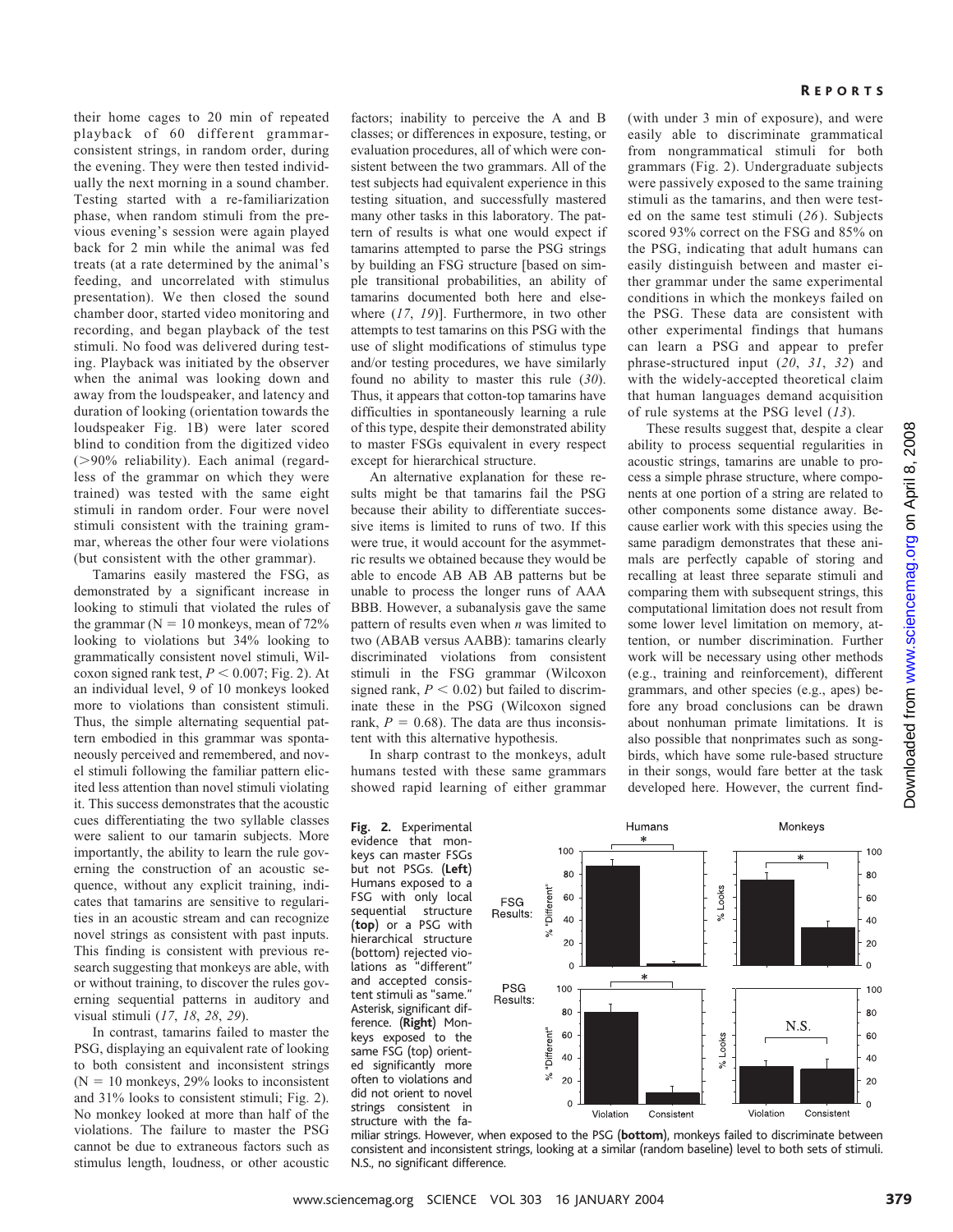their home cages to 20 min of repeated playback of 60 different grammar-consistent strings, in random order, during the evening. They were then tested individually the next morning in a sound chamber. Testing started with a re-familiarization phase, when random stimuli from the previous evening's session were again played back for 2 min while the animal was fed treats (at a rate determined by the animal's feeding, and uncorrelated with stimulus presentation). We then closed the sound chamber door, started video monitoring and recording, and began playback of the test stimuli. No food was delivered during testing. Playback was initiated by the observer when the animal was looking down and away from the loudspeaker, and latency and duration of looking (orientation towards the loudspeaker Fig. 1B) were later scored blind to condition from the digitized video (>90% reliability). Each animal (regardless of the grammar on which they were trained) was tested with the same eight stimuli in random order. Four were novel stimuli consistent with the training grammar, whereas the other four were violations (but consistent with the other grammar).

Tamarins easily mastered the FSG, as demonstrated by a significant increase in looking to stimuli that violated the rules of the grammar ($N = 10$ monkeys, mean of 72% looking to violations but 34% looking to grammatically consistent novel stimuli, Wilcoxon signed rank test, $P < 0.007$; Fig. 2). At an individual level, 9 of 10 monkeys looked more to violations than consistent stimuli. Thus, the simple alternating sequential pattern embodied in this grammar was spontaneously perceived and remembered, and novel stimuli following the familiar pattern elicited less attention than novel stimuli violating it. This success demonstrates that the acoustic cues differentiating the two syllable classes were salient to our tamarin subjects. More importantly, the ability to learn the rule governing the construction of an acoustic sequence, without any explicit training, indicates that tamarins are sensitive to regularities in an acoustic stream and can recognize novel strings as consistent with past inputs. This finding is consistent with previous research suggesting that monkeys are able, with or without training, to discover the rules governing sequential patterns in auditory and visual stimuli (*17*, *18*, *28*, *29*).

In contrast, tamarins failed to master the PSG, displaying an equivalent rate of looking to both consistent and inconsistent strings ($N = 10$ monkeys, 29% looks to inconsistent and 31% looks to consistent stimuli; Fig. 2). No monkey looked at more than half of the violations. The failure to master the PSG cannot be due to extraneous factors such as stimulus length, loudness, or other acoustic factors; inability to perceive the A and B classes; or differences in exposure, testing, or evaluation procedures, all of which were consistent between the two grammars. All of the test subjects had equivalent experience in this testing situation, and successfully mastered many other tasks in this laboratory. The pattern of results is what one would expect if tamarins attempted to parse the PSG strings by building an FSG structure [based on simple transitional probabilities, an ability of tamarins documented both here and elsewhere (*17*, *19*)]. Furthermore, in two other attempts to test tamarins on this PSG with the use of slight modifications of stimulus type and/or testing procedures, we have similarly found no ability to master this rule (*30*). Thus, it appears that cotton-top tamarins have difficulties in spontaneously learning a rule of this type, despite their demonstrated ability to master FSGs equivalent in every respect except for hierarchical structure.

An alternative explanation for these results might be that tamarins fail the PSG because their ability to differentiate successive items is limited to runs of two. If this were true, it would account for the asymmetric results we obtained because they would be able to encode AB AB AB patterns but be unable to process the longer runs of AAA BBB. However, a subanalysis gave the same pattern of results even when *n* was limited to two (ABAB versus AABB): tamarins clearly discriminated violations from consistent stimuli in the FSG grammar (Wilcoxon signed rank, $P < 0.02$) but failed to discriminate these in the PSG (Wilcoxon signed rank, $P = 0.68$). The data are thus inconsistent with this alternative hypothesis.

In sharp contrast to the monkeys, adult humans tested with these same grammars showed rapid learning of either grammar (with under 3 min of exposure), and were easily able to discriminate grammatical from nongrammatical stimuli for both grammars (Fig. 2). Undergraduate subjects were passively exposed to the same training stimuli as the tamarins, and then were tested on the same test stimuli (*26*). Subjects scored 93% correct on the FSG and 85% on the PSG, indicating that adult humans can easily distinguish between and master either grammar under the same experimental conditions in which the monkeys failed on the PSG. These data are consistent with other experimental findings that humans can learn a PSG and appear to prefer phrase-structured input (*20*, *31*, *32*) and with the widely-accepted theoretical claim that human languages demand acquisition of rule systems at the PSG level (*13*).

These results suggest that, despite a clear ability to process sequential regularities in acoustic strings, tamarins are unable to process a simple phrase structure, where components at one portion of a string are related to other components some distance away. Because earlier work with this species using the same paradigm demonstrates that these animals are perfectly capable of storing and recalling at least three separate stimuli and comparing them with subsequent strings, this computational limitation does not result from some lower level limitation on memory, attention, or number discrimination. Further work will be necessary using other methods (e.g., training and reinforcement), different grammars, and other species (e.g., apes) before any broad conclusions can be drawn about nonhuman primate limitations. It is also possible that nonprimates such as songbirds, which have some rule-based structure in their songs, would fare better at the task developed here. However, the current find-

**Fig. 2.** Experimental evidence that monkeys can master FSGs but not PSGs. (**Left**) Humans exposed to a FSG with only local sequential structure (**top**) or a PSG with hierarchical structure (bottom) rejected violations as "different" and accepted consistent stimuli as "same." Asterisk, significant difference. (**Right**) Monkeys exposed to the same FSG (top) oriented significantly more often to violations and did not orient to novel strings consistent in structure with the familiar strings. However, when exposed to the PSG (**bottom**), monkeys failed to discriminate between consistent and inconsistent strings, looking at a similar (random baseline) level to both sets of stimuli. N.S., no significant difference.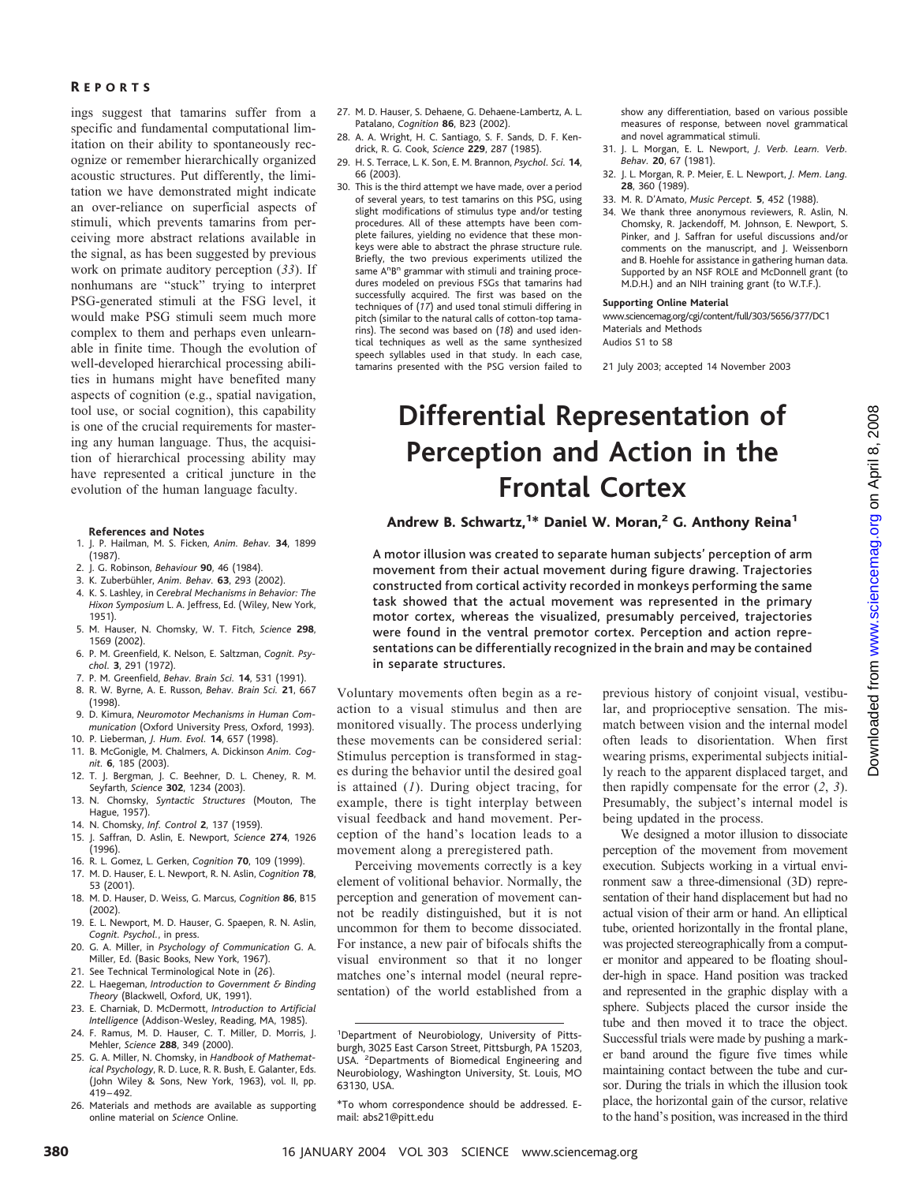ings suggest that tamarins suffer from a specific and fundamental computational limitation on their ability to spontaneously recognize or remember hierarchically organized acoustic structures. Put differently, the limitation we have demonstrated might indicate an over-reliance on superficial aspects of stimuli, which prevents tamarins from perceiving more abstract relations available in the signal, as has been suggested by previous work on primate auditory perception (*33*). If nonhumans are "stuck" trying to interpret PSG-generated stimuli at the FSG level, it would make PSG stimuli seem much more complex to them and perhaps even unlearnable in finite time. Though the evolution of well-developed hierarchical processing abilities in humans might have benefited many aspects of cognition (e.g., spatial navigation, tool use, or social cognition), this capability is one of the crucial requirements for mastering any human language. Thus, the acquisition of hierarchical processing ability may have represented a critical juncture in the evolution of the human language faculty.

**References and Notes**

1. J. P. Hailman, M. S. Ficken, *Anim. Behav.* **34**, 1899 (1987).
2. J. G. Robinson, *Behaviour* **90**, 46 (1984).
3. K. Zuberbühler, *Anim. Behav.* **63**, 293 (2002).
4. K. S. Lashley, in *Cerebral Mechanisms in Behavior: The Hixon Symposium* L. A. Jeffress, Ed. (Wiley, New York, 1951).
5. M. Hauser, N. Chomsky, W. T. Fitch, *Science* **298**, 1569 (2002).
6. P. M. Greenfield, K. Nelson, E. Saltzman, *Cognit. Psychol.* **3**, 291 (1972).
7. P. M. Greenfield, *Behav. Brain Sci.* **14**, 531 (1991).
8. R. W. Byrne, A. E. Russon, *Behav. Brain Sci.* **21**, 667 (1998).
9. D. Kimura, *Neuromotor Mechanisms in Human Communication* (Oxford University Press, Oxford, 1993).
10. P. Lieberman, *J. Hum. Evol.* **14**, 657 (1998).
11. B. McGonigle, M. Chalmers, A. Dickinson *Anim. Cognit.* **6**, 185 (2003).
12. T. J. Bergman, J. C. Beehner, D. L. Cheney, R. M. Seyfarth, *Science* **302**, 1234 (2003).
13. N. Chomsky, *Syntactic Structures* (Mouton, The Hague, 1957).
14. N. Chomsky, *Inf. Control* **2**, 137 (1959).
15. J. Saffran, D. Aslin, E. Newport, *Science* **274**, 1926 (1996).
16. R. L. Gomez, L. Gerken, *Cognition* **70**, 109 (1999).
17. M. D. Hauser, E. L. Newport, R. N. Aslin, *Cognition* **78**, 53 (2001).
18. M. D. Hauser, D. Weiss, G. Marcus, *Cognition* **86**, B15 (2002).
19. E. L. Newport, M. D. Hauser, G. Spaepen, R. N. Aslin, *Cognit. Psychol.*, in press.
20. G. A. Miller, in *Psychology of Communication* G. A. Miller, Ed. (Basic Books, New York, 1967).
21. See Technical Terminological Note in (*26*).
22. L. Haegeman, *Introduction to Government & Binding Theory* (Blackwell, Oxford, UK, 1991).
23. E. Charniak, D. McDermott, *Introduction to Artificial Intelligence* (Addison-Wesley, Reading, MA, 1985).
24. F. Ramus, M. D. Hauser, C. T. Miller, D. Morris, J. Mehler, *Science* **288**, 349 (2000).
25. G. A. Miller, N. Chomsky, in *Handbook of Mathematical Psychology*, R. D. Luce, R. R. Bush, E. Galanter, Eds. (John Wiley & Sons, New York, 1963), vol. II, pp. 419–492.
26. Materials and methods are available as supporting online material on *Science* Online.
27. M. D. Hauser, S. Dehaene, G. Dehaene-Lambertz, A. L. Patalano, *Cognition* **86**, B23 (2002).
28. A. A. Wright, H. C. Santiago, S. F. Sands, D. F. Kendrick, R. G. Cook, *Science* **229**, 287 (1985).
29. H. S. Terrace, L. K. Son, E. M. Brannon, *Psychol. Sci.* **14**, 66 (2003).
30. This is the third attempt we have made, over a period of several years, to test tamarins on this PSG, using slight modifications of stimulus type and/or testing procedures. All of these attempts have been complete failures, yielding no evidence that these monkeys were able to abstract the phrase structure rule. Briefly, the two previous experiments utilized the same $A^nB^n$ grammar with stimuli and training procedures modeled on previous FSGs that tamarins had successfully acquired. The first was based on the techniques of (*17*) and used tonal stimuli differing in pitch (similar to the natural calls of cotton-top tamarins). The second was based on (*18*) and used identical techniques as well as the same synthesized speech syllables used in that study. In each case, tamarins presented with the PSG version failed to show any differentiation, based on various possible measures of response, between novel grammatical and novel agrammatical stimuli.
31. J. L. Morgan, E. L. Newport, *J. Verb. Learn. Verb. Behav.* **20**, 67 (1981).
32. J. L. Morgan, R. P. Meier, E. L. Newport, *J. Mem. Lang.* **28**, 360 (1989).
33. M. R. D'Amato, *Music Percept.* **5**, 452 (1988).
34. We thank three anonymous reviewers, R. Aslin, N. Chomsky, R. Jackendoff, M. Johnson, E. Newport, S. Pinker, and J. Saffran for useful discussions and/or comments on the manuscript, and J. Weissenborn and B. Hoehle for assistance in gathering human data. Supported by an NSF ROLE and McDonnell grant (to M.D.H.) and an NIH training grant (to W.T.F.).

**Supporting Online Material**
www.sciencemag.org/cgi/content/full/303/5656/377/DC1
Materials and Methods
Audios S1 to S8

21 July 2003; accepted 14 November 2003

# Differential Representation of Perception and Action in the Frontal Cortex

**Andrew B. Schwartz,[1]\* Daniel W. Moran,[2] G. Anthony Reina[1]**

A motor illusion was created to separate human subjects' perception of arm movement from their actual movement during figure drawing. Trajectories constructed from cortical activity recorded in monkeys performing the same task showed that the actual movement was represented in the primary motor cortex, whereas the visualized, presumably perceived, trajectories were found in the ventral premotor cortex. Perception and action representations can be differentially recognized in the brain and may be contained in separate structures.

Voluntary movements often begin as a reaction to a visual stimulus and then are monitored visually. The process underlying these movements can be considered serial: Stimulus perception is transformed in stages during the behavior until the desired goal is attained (*1*). During object tracing, for example, there is tight interplay between visual feedback and hand movement. Perception of the hand's location leads to a movement along a preregistered path.

Perceiving movements correctly is a key element of volitional behavior. Normally, the perception and generation of movement cannot be readily distinguished, but it is not uncommon for them to become dissociated. For instance, a new pair of bifocals shifts the visual environment so that it no longer matches one's internal model (neural representation) of the world established from a previous history of conjoint visual, vestibular, and proprioceptive sensation. The mismatch between vision and the internal model often leads to disorientation. When first wearing prisms, experimental subjects initially reach to the apparent displaced target, and then rapidly compensate for the error (*2*, *3*). Presumably, the subject's internal model is being updated in the process.

We designed a motor illusion to dissociate perception of the movement from movement execution. Subjects working in a virtual environment saw a three-dimensional (3D) representation of their hand displacement but had no actual vision of their arm or hand. An elliptical tube, oriented horizontally in the frontal plane, was projected stereographically from a computer monitor and appeared to be floating shoulder-high in space. Hand position was tracked and represented in the graphic display with a sphere. Subjects placed the cursor inside the tube and then moved it to trace the object. Successful trials were made by pushing a marker band around the figure five times while maintaining contact between the tube and cursor. During the trials in which the illusion took place, the horizontal gain of the cursor, relative to the hand's position, was increased in the third

[1]Department of Neurobiology, University of Pittsburgh, 3025 East Carson Street, Pittsburgh, PA 15203, USA. [2]Departments of Biomedical Engineering and Neurobiology, Washington University, St. Louis, MO 63130, USA.

\*To whom correspondence should be addressed. E-mail: abs21@pitt.edu